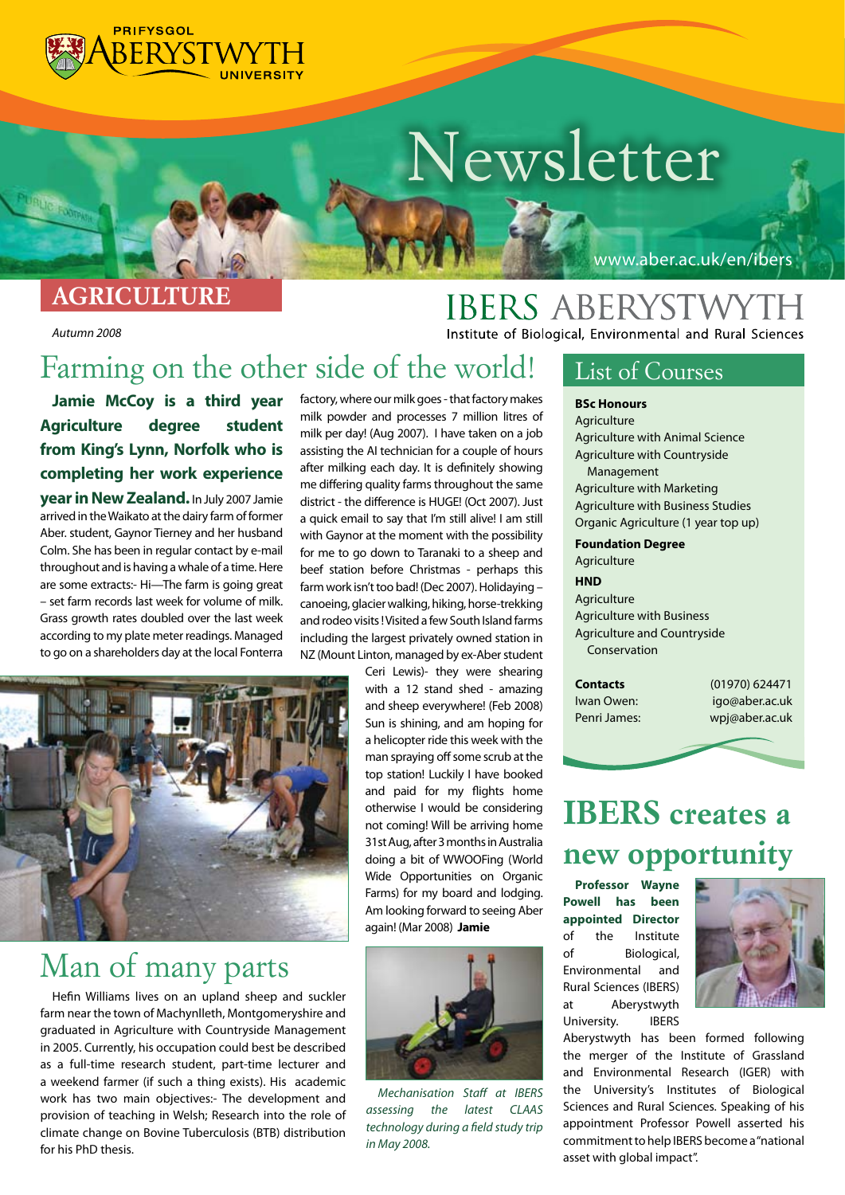PRIFYSGOL ABERYSTWYTH UNIVERSITY

# Newsletter

www.aber.ac.uk/en/ibers

**AGRICULTURE**

IBERS ABERYSTWYTH

Institute of Biological, Environmental and Rural Sciences

*Autumn 2008*

## Farming on the other side of the world!

**Jamie McCoy is a third year Agriculture degree student from King's Lynn, Norfolk who is completing her work experience year in New Zealand.** In July 2007 Jamie arrived in the Waikato at the dairy farm of former Aber. student, Gaynor Tierney and her husband Colm. She has been in regular contact by e-mail throughout and is having a whale of a time. Here are some extracts:- Hi—The farm is going great – set farm records last week for volume of milk. Grass growth rates doubled over the last week according to my plate meter readings. Managed to go on a shareholders day at the local Fonterra factory, where our milk goes - that factory makes milk powder and processes 7 million litres of milk per day! (Aug 2007). I have taken on a job assisting the AI technician for a couple of hours after milking each day. It is definitely showing me differing quality farms throughout the same district - the difference is HUGE! (Oct 2007). Just a quick email to say that I'm still alive! I am still with Gaynor at the moment with the possibility for me to go down to Taranaki to a sheep and beef station before Christmas - perhaps this farm work isn't too bad! (Dec 2007). Holidaying – canoeing, glacier walking, hiking, horse-trekking and rodeo visits ! Visited a few South Island farms including the largest privately owned station in NZ (Mount Linton, managed by ex-Aber student Ceri Lewis)- they were shearing with a 12 stand shed - amazing and sheep everywhere! (Feb 2008) Sun is shining, and am hoping for a helicopter ride this week with the man spraying off some scrub at the top station! Luckily I have booked and paid for my flights home otherwise I would be considering not coming! Will be arriving home 31st Aug, after 3 months in Australia doing a bit of WWOOFing (World Wide Opportunities on Organic Farms) for my board and lodging. Am looking forward to seeing Aber again! (Mar 2008) **Jamie**

*Mechanisation Staff at IBERS assessing the latest CLAAS technology during a field study trip in May 2008.*

## Man of many parts

Hefin Williams lives on an upland sheep and suckler farm near the town of Machynlleth, Montgomeryshire and graduated in Agriculture with Countryside Management in 2005. Currently, his occupation could best be described as a full-time research student, part-time lecturer and a weekend farmer (if such a thing exists). His academic work has two main objectives:- The development and provision of teaching in Welsh; Research into the role of climate change on Bovine Tuberculosis (BTB) distribution for his PhD thesis.

## List of Courses

**BSc Honours**
- Agriculture
- Agriculture with Animal Science
- Agriculture with Countryside Management
- Agriculture with Marketing
- Agriculture with Business Studies
- Organic Agriculture (1 year top up)

**Foundation Degree**
- Agriculture

**HND**
- Agriculture
- Agriculture with Business
- Agriculture and Countryside Conservation

| **Contacts** | (01970) 624471 |
|---|---|
| Iwan Owen: | igo@aber.ac.uk |
| Penri James: | wpj@aber.ac.uk |

## IBERS creates a new opportunity

**Professor Wayne Powell has been appointed Director** of the Institute of Biological, Environmental and Rural Sciences (IBERS) at Aberystwyth University. IBERS Aberystwyth has been formed following the merger of the Institute of Grassland and Environmental Research (IGER) with the University's Institutes of Biological Sciences and Rural Sciences. Speaking of his appointment Professor Powell asserted his commitment to help IBERS become a "national asset with global impact".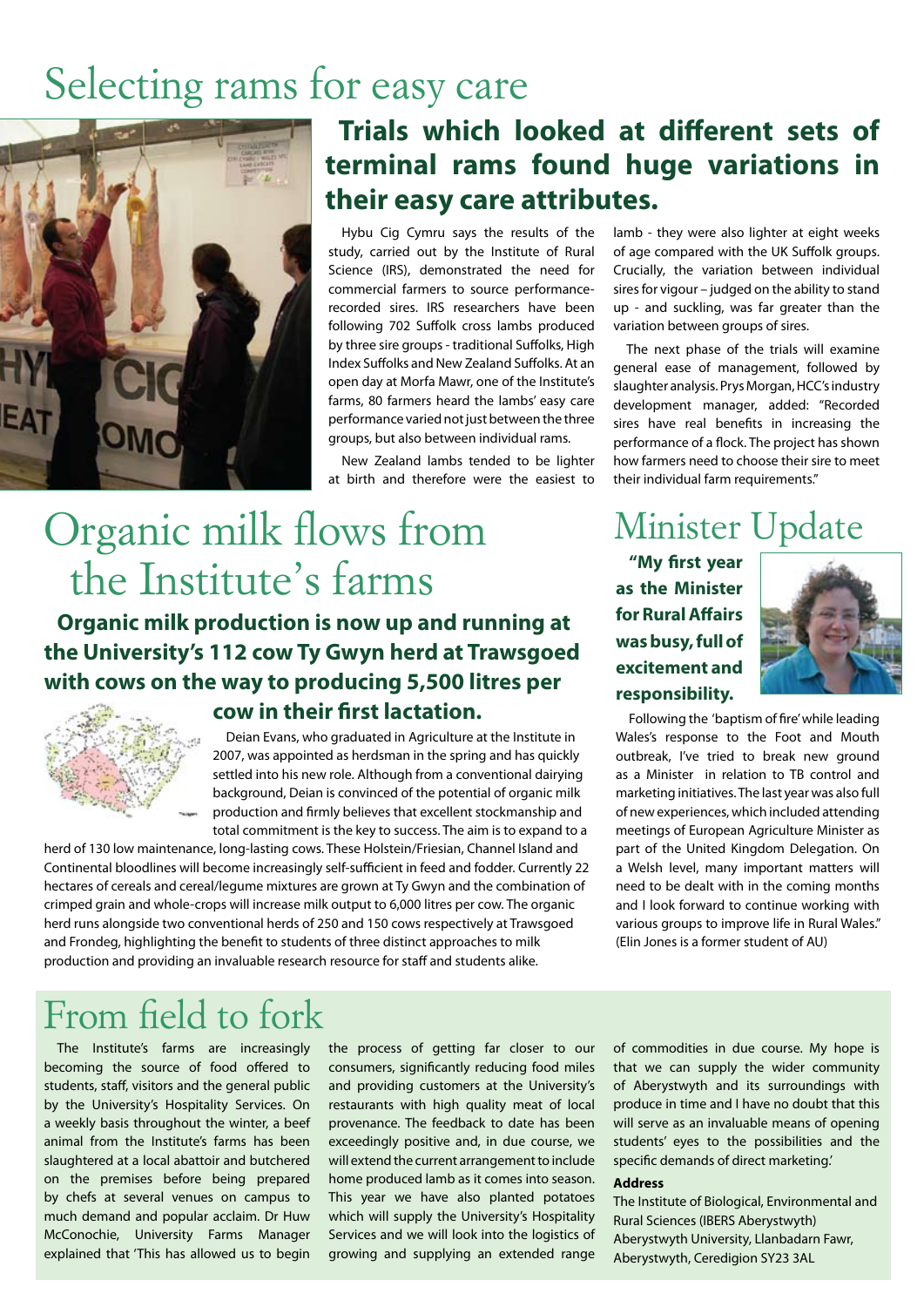# Selecting rams for easy care

## Trials which looked at different sets of terminal rams found huge variations in their easy care attributes.

Hybu Cig Cymru says the results of the study, carried out by the Institute of Rural Science (IRS), demonstrated the need for commercial farmers to source performance-recorded sires. IRS researchers have been following 702 Suffolk cross lambs produced by three sire groups - traditional Suffolks, High Index Suffolks and New Zealand Suffolks. At an open day at Morfa Mawr, one of the Institute's farms, 80 farmers heard the lambs' easy care performance varied not just between the three groups, but also between individual rams.

New Zealand lambs tended to be lighter at birth and therefore were the easiest to lamb - they were also lighter at eight weeks of age compared with the UK Suffolk groups. Crucially, the variation between individual sires for vigour – judged on the ability to stand up - and suckling, was far greater than the variation between groups of sires.

The next phase of the trials will examine general ease of management, followed by slaughter analysis. Prys Morgan, HCC's industry development manager, added: "Recorded sires have real benefits in increasing the performance of a flock. The project has shown how farmers need to choose their sire to meet their individual farm requirements."

# Organic milk flows from the Institute's farms

## Organic milk production is now up and running at the University's 112 cow Ty Gwyn herd at Trawsgoed with cows on the way to producing 5,500 litres per cow in their first lactation.

Deian Evans, who graduated in Agriculture at the Institute in 2007, was appointed as herdsman in the spring and has quickly settled into his new role. Although from a conventional dairying background, Deian is convinced of the potential of organic milk production and firmly believes that excellent stockmanship and total commitment is the key to success. The aim is to expand to a herd of 130 low maintenance, long-lasting cows. These Holstein/Friesian, Channel Island and Continental bloodlines will become increasingly self-sufficient in feed and fodder. Currently 22 hectares of cereals and cereal/legume mixtures are grown at Ty Gwyn and the combination of crimped grain and whole-crops will increase milk output to 6,000 litres per cow. The organic herd runs alongside two conventional herds of 250 and 150 cows respectively at Trawsgoed and Frondeg, highlighting the benefit to students of three distinct approaches to milk production and providing an invaluable research resource for staff and students alike.

# Minister Update

**"My first year as the Minister for Rural Affairs was busy, full of excitement and responsibility.**

Following the 'baptism of fire' while leading Wales's response to the Foot and Mouth outbreak, I've tried to break new ground as a Minister in relation to TB control and marketing initiatives. The last year was also full of new experiences, which included attending meetings of European Agriculture Minister as part of the United Kingdom Delegation. On a Welsh level, many important matters will need to be dealt with in the coming months and I look forward to continue working with various groups to improve life in Rural Wales." (Elin Jones is a former student of AU)

# From field to fork

The Institute's farms are increasingly becoming the source of food offered to students, staff, visitors and the general public by the University's Hospitality Services. On a weekly basis throughout the winter, a beef animal from the Institute's farms has been slaughtered at a local abattoir and butchered on the premises before being prepared by chefs at several venues on campus to much demand and popular acclaim. Dr Huw McConochie, University Farms Manager explained that 'This has allowed us to begin the process of getting far closer to our consumers, significantly reducing food miles and providing customers at the University's restaurants with high quality meat of local provenance. The feedback to date has been exceedingly positive and, in due course, we will extend the current arrangement to include home produced lamb as it comes into season. This year we have also planted potatoes which will supply the University's Hospitality Services and we will look into the logistics of growing and supplying an extended range of commodities in due course. My hope is that we can supply the wider community of Aberystwyth and its surroundings with produce in time and I have no doubt that this will serve as an invaluable means of opening students' eyes to the possibilities and the specific demands of direct marketing.'

**Address**

The Institute of Biological, Environmental and Rural Sciences (IBERS Aberystwyth)
Aberystwyth University, Llanbadarn Fawr,
Aberystwyth, Ceredigion SY23 3AL